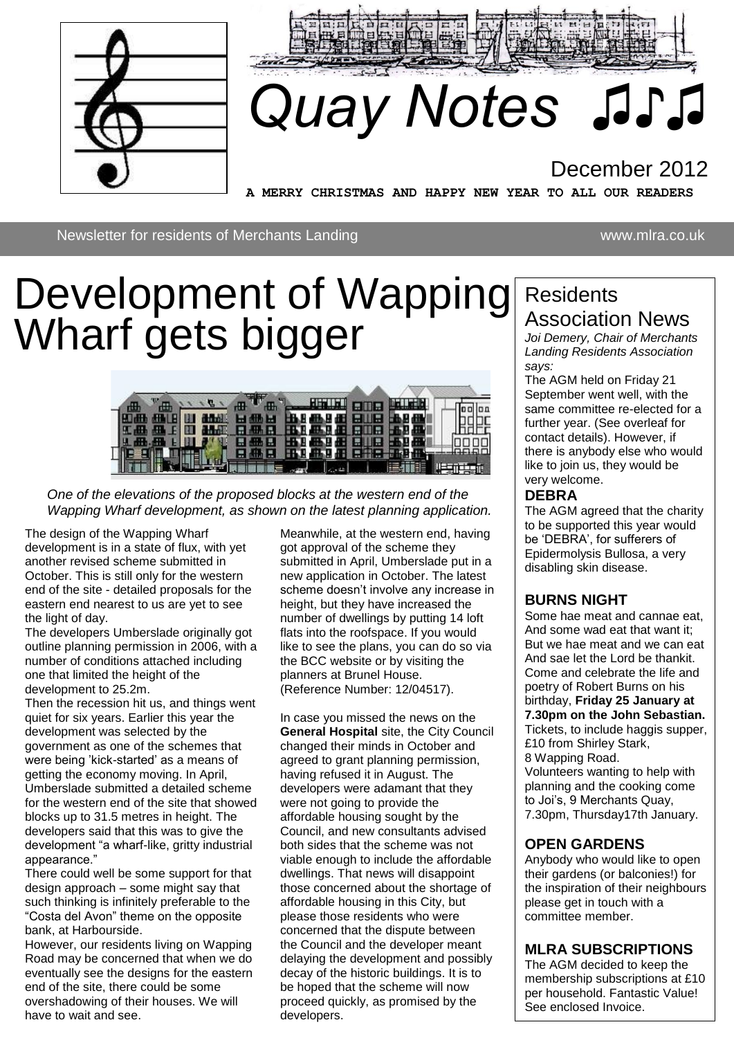# Quay Notes ♫♪♫

December 2012

**A MERRY CHRISTMAS AND HAPPY NEW YEAR TO ALL OUR READERS**

Newsletter for residents of Merchants Landing www.mlra.co.uk

# Development of Wapping Wharf gets bigger

*One of the elevations of the proposed blocks at the western end of the Wapping Wharf development, as shown on the latest planning application.*

The design of the Wapping Wharf development is in a state of flux, with yet another revised scheme submitted in October. This is still only for the western end of the site - detailed proposals for the eastern end nearest to us are yet to see the light of day.

The developers Umberslade originally got outline planning permission in 2006, with a number of conditions attached including one that limited the height of the development to 25.2m.

Then the recession hit us, and things went quiet for six years. Earlier this year the development was selected by the government as one of the schemes that were being 'kick-started' as a means of getting the economy moving. In April, Umberslade submitted a detailed scheme for the western end of the site that showed blocks up to 31.5 metres in height. The developers said that this was to give the development "a wharf-like, gritty industrial appearance."

There could well be some support for that design approach – some might say that such thinking is infinitely preferable to the "Costa del Avon" theme on the opposite bank, at Harbourside.

However, our residents living on Wapping Road may be concerned that when we do eventually see the designs for the eastern end of the site, there could be some overshadowing of their houses. We will have to wait and see.

Meanwhile, at the western end, having got approval of the scheme they submitted in April, Umberslade put in a new application in October. The latest scheme doesn't involve any increase in height, but they have increased the number of dwellings by putting 14 loft flats into the roofspace. If you would like to see the plans, you can do so via the BCC website or by visiting the planners at Brunel House. (Reference Number: 12/04517).

In case you missed the news on the **General Hospital** site, the City Council changed their minds in October and agreed to grant planning permission, having refused it in August. The developers were adamant that they were not going to provide the affordable housing sought by the Council, and new consultants advised both sides that the scheme was not viable enough to include the affordable dwellings. That news will disappoint those concerned about the shortage of affordable housing in this City, but please those residents who were concerned that the dispute between the Council and the developer meant delaying the development and possibly decay of the historic buildings. It is to be hoped that the scheme will now proceed quickly, as promised by the developers.

## Residents Association News

*Joi Demery, Chair of Merchants Landing Residents Association says:*

The AGM held on Friday 21 September went well, with the same committee re-elected for a further year. (See overleaf for contact details). However, if there is anybody else who would like to join us, they would be very welcome.

### DEBRA

The AGM agreed that the charity to be supported this year would be 'DEBRA', for sufferers of Epidermolysis Bullosa, a very disabling skin disease.

### BURNS NIGHT

Some hae meat and cannae eat,
And some wad eat that want it;
But we hae meat and we can eat
And sae let the Lord be thankit.

Come and celebrate the life and poetry of Robert Burns on his birthday, **Friday 25 January at 7.30pm on the John Sebastian.** Tickets, to include haggis supper, £10 from Shirley Stark, 8 Wapping Road.

Volunteers wanting to help with planning and the cooking come to Joi's, 9 Merchants Quay, 7.30pm, Thursday17th January.

### OPEN GARDENS

Anybody who would like to open their gardens (or balconies!) for the inspiration of their neighbours please get in touch with a committee member.

### MLRA SUBSCRIPTIONS

The AGM decided to keep the membership subscriptions at £10 per household. Fantastic Value! See enclosed Invoice.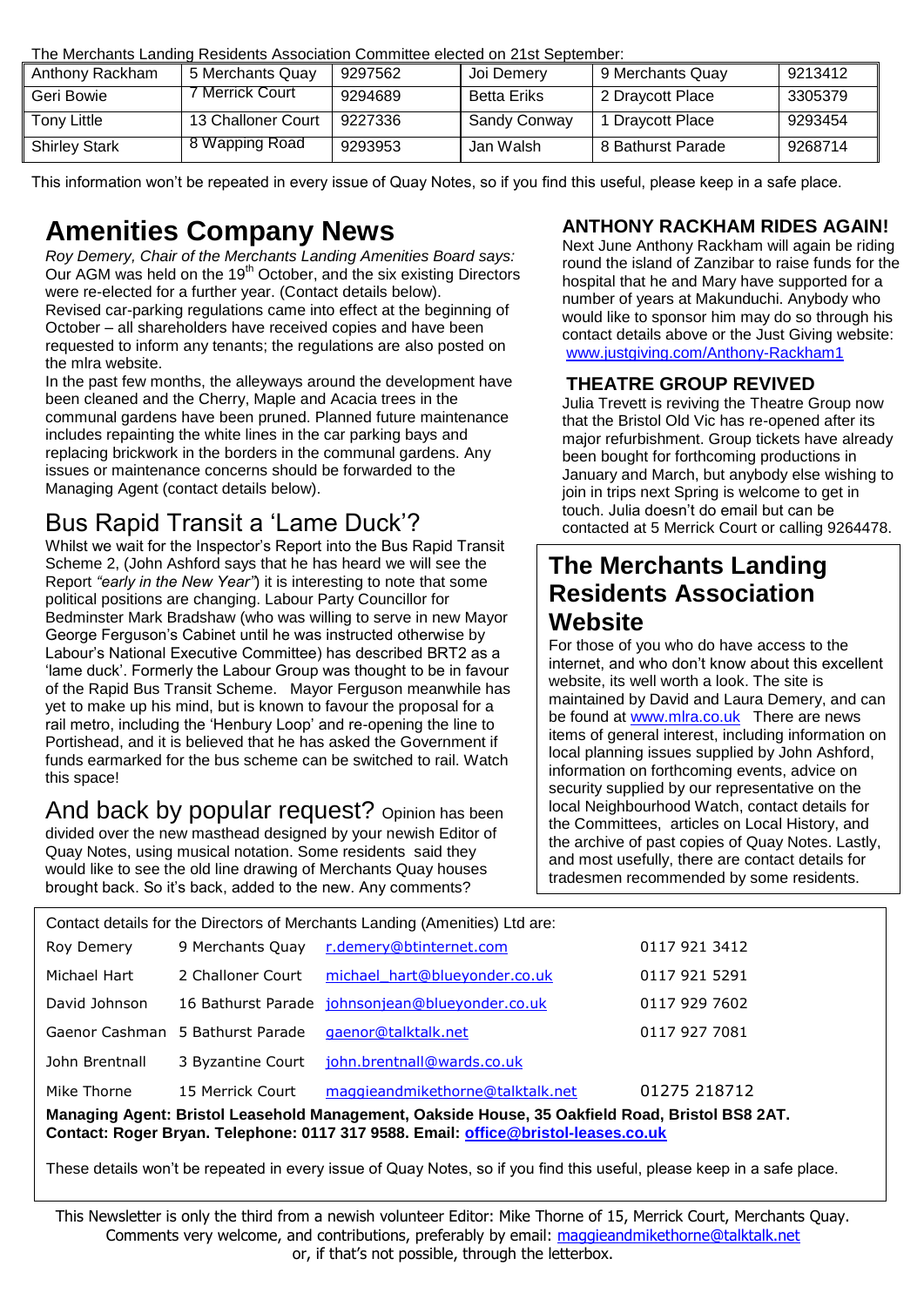The Merchants Landing Residents Association Committee elected on 21st September:

| | | | | | |
|---|---|---|---|---|---|
| Anthony Rackham | 5 Merchants Quay | 9297562 | Joi Demery | 9 Merchants Quay | 9213412 |
| Geri Bowie | 7 Merrick Court | 9294689 | Betta Eriks | 2 Draycott Place | 3305379 |
| Tony Little | 13 Challoner Court | 9227336 | Sandy Conway | 1 Draycott Place | 9293454 |
| Shirley Stark | 8 Wapping Road | 9293953 | Jan Walsh | 8 Bathurst Parade | 9268714 |

This information won't be repeated in every issue of Quay Notes, so if you find this useful, please keep in a safe place.

# Amenities Company News

*Roy Demery, Chair of the Merchants Landing Amenities Board says:*
Our AGM was held on the 19th October, and the six existing Directors were re-elected for a further year. (Contact details below).
Revised car-parking regulations came into effect at the beginning of October – all shareholders have received copies and have been requested to inform any tenants; the regulations are also posted on the mlra website.
In the past few months, the alleyways around the development have been cleaned and the Cherry, Maple and Acacia trees in the communal gardens have been pruned. Planned future maintenance includes repainting the white lines in the car parking bays and replacing brickwork in the borders in the communal gardens. Any issues or maintenance concerns should be forwarded to the Managing Agent (contact details below).

## Bus Rapid Transit a 'Lame Duck'?

Whilst we wait for the Inspector's Report into the Bus Rapid Transit Scheme 2, (John Ashford says that he has heard we will see the Report *"early in the New Year"*) it is interesting to note that some political positions are changing. Labour Party Councillor for Bedminster Mark Bradshaw (who was willing to serve in new Mayor George Ferguson's Cabinet until he was instructed otherwise by Labour's National Executive Committee) has described BRT2 as a 'lame duck'. Formerly the Labour Group was thought to be in favour of the Rapid Bus Transit Scheme. Mayor Ferguson meanwhile has yet to make up his mind, but is known to favour the proposal for a rail metro, including the 'Henbury Loop' and re-opening the line to Portishead, and it is believed that he has asked the Government if funds earmarked for the bus scheme can be switched to rail. Watch this space!

## And back by popular request?

Opinion has been divided over the new masthead designed by your newish Editor of Quay Notes, using musical notation. Some residents said they would like to see the old line drawing of Merchants Quay houses brought back. So it's back, added to the new. Any comments?

### ANTHONY RACKHAM RIDES AGAIN!

Next June Anthony Rackham will again be riding round the island of Zanzibar to raise funds for the hospital that he and Mary have supported for a number of years at Makunduchi. Anybody who would like to sponsor him may do so through his contact details above or the Just Giving website: www.justgiving.com/Anthony-Rackham1

### THEATRE GROUP REVIVED

Julia Trevett is reviving the Theatre Group now that the Bristol Old Vic has re-opened after its major refurbishment. Group tickets have already been bought for forthcoming productions in January and March, but anybody else wishing to join in trips next Spring is welcome to get in touch. Julia doesn't do email but can be contacted at 5 Merrick Court or calling 9264478.

## The Merchants Landing Residents Association Website

For those of you who do have access to the internet, and who don't know about this excellent website, its well worth a look. The site is maintained by David and Laura Demery, and can be found at www.mlra.co.uk There are news items of general interest, including information on local planning issues supplied by John Ashford, information on forthcoming events, advice on security supplied by our representative on the local Neighbourhood Watch, contact details for the Committees, articles on Local History, and the archive of past copies of Quay Notes. Lastly, and most usefully, there are contact details for tradesmen recommended by some residents.

Contact details for the Directors of Merchants Landing (Amenities) Ltd are:

| | | | |
|---|---|---|---|
| Roy Demery | 9 Merchants Quay | r.demery@btinternet.com | 0117 921 3412 |
| Michael Hart | 2 Challoner Court | michael_hart@blueyonder.co.uk | 0117 921 5291 |
| David Johnson | 16 Bathurst Parade | johnsonjean@blueyonder.co.uk | 0117 929 7602 |
| Gaenor Cashman | 5 Bathurst Parade | gaenor@talktalk.net | 0117 927 7081 |
| John Brentnall | 3 Byzantine Court | john.brentnall@wards.co.uk | |
| Mike Thorne | 15 Merrick Court | maggieandmikethorne@talktalk.net | 01275 218712 |

**Managing Agent: Bristol Leasehold Management, Oakside House, 35 Oakfield Road, Bristol BS8 2AT. Contact: Roger Bryan. Telephone: 0117 317 9588. Email: office@bristol-leases.co.uk**

These details won't be repeated in every issue of Quay Notes, so if you find this useful, please keep in a safe place.

This Newsletter is only the third from a newish volunteer Editor: Mike Thorne of 15, Merrick Court, Merchants Quay. Comments very welcome, and contributions, preferably by email: maggieandmikethorne@talktalk.net or, if that's not possible, through the letterbox.